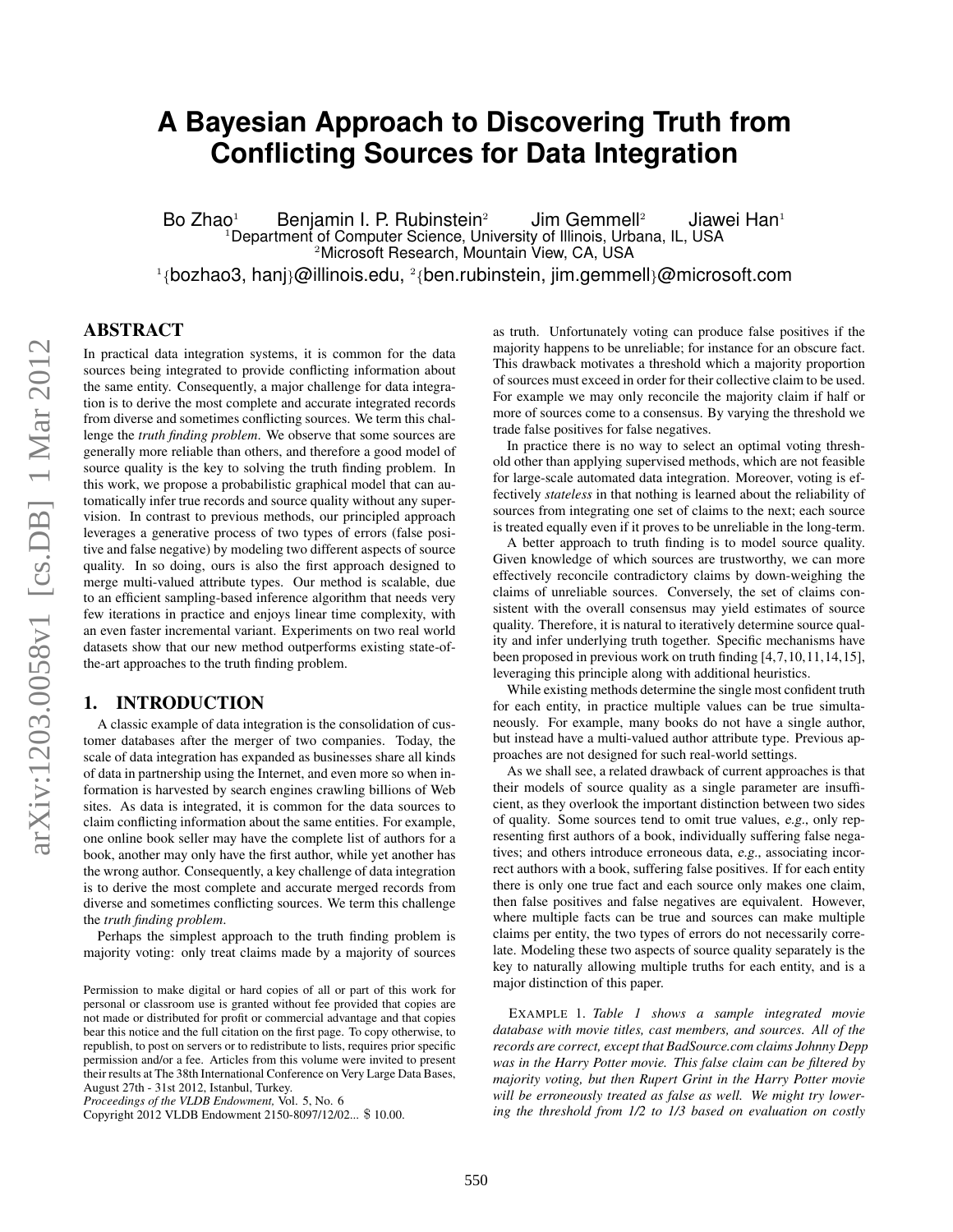# A Bayesian Approach to Discovering Truth from Conflicting Sources for Data Integration

Bo Zhao[1] Benjamin I. P. Rubinstein[2] Jim Gemmell[2] Jiawei Han[1]

[1]Department of Computer Science, University of Illinois, Urbana, IL, USA
[2]Microsoft Research, Mountain View, CA, USA

[1]{bozhao3, hanj}@illinois.edu, [2]{ben.rubinstein, jim.gemmell}@microsoft.com

## ABSTRACT

In practical data integration systems, it is common for the data sources being integrated to provide conflicting information about the same entity. Consequently, a major challenge for data integration is to derive the most complete and accurate integrated records from diverse and sometimes conflicting sources. We term this challenge the *truth finding problem*. We observe that some sources are generally more reliable than others, and therefore a good model of source quality is the key to solving the truth finding problem. In this work, we propose a probabilistic graphical model that can automatically infer true records and source quality without any supervision. In contrast to previous methods, our principled approach leverages a generative process of two types of errors (false positive and false negative) by modeling two different aspects of source quality. In so doing, ours is also the first approach designed to merge multi-valued attribute types. Our method is scalable, due to an efficient sampling-based inference algorithm that needs very few iterations in practice and enjoys linear time complexity, with an even faster incremental variant. Experiments on two real world datasets show that our new method outperforms existing state-of-the-art approaches to the truth finding problem.

## 1. INTRODUCTION

A classic example of data integration is the consolidation of customer databases after the merger of two companies. Today, the scale of data integration has expanded as businesses share all kinds of data in partnership using the Internet, and even more so when information is harvested by search engines crawling billions of Web sites. As data is integrated, it is common for the data sources to claim conflicting information about the same entities. For example, one online book seller may have the complete list of authors for a book, another may only have the first author, while yet another has the wrong author. Consequently, a key challenge of data integration is to derive the most complete and accurate merged records from diverse and sometimes conflicting sources. We term this challenge the *truth finding problem*.

Perhaps the simplest approach to the truth finding problem is majority voting: only treat claims made by a majority of sources as truth. Unfortunately voting can produce false positives if the majority happens to be unreliable; for instance for an obscure fact. This drawback motivates a threshold which a majority proportion of sources must exceed in order for their collective claim to be used. For example we may only reconcile the majority claim if half or more of sources come to a consensus. By varying the threshold we trade false positives for false negatives.

In practice there is no way to select an optimal voting threshold other than applying supervised methods, which are not feasible for large-scale automated data integration. Moreover, voting is effectively *stateless* in that nothing is learned about the reliability of sources from integrating one set of claims to the next; each source is treated equally even if it proves to be unreliable in the long-term.

A better approach to truth finding is to model source quality. Given knowledge of which sources are trustworthy, we can more effectively reconcile contradictory claims by down-weighing the claims of unreliable sources. Conversely, the set of claims consistent with the overall consensus may yield estimates of source quality. Therefore, it is natural to iteratively determine source quality and infer underlying truth together. Specific mechanisms have been proposed in previous work on truth finding [4,7,10,11,14,15], leveraging this principle along with additional heuristics.

While existing methods determine the single most confident truth for each entity, in practice multiple values can be true simultaneously. For example, many books do not have a single author, but instead have a multi-valued author attribute type. Previous approaches are not designed for such real-world settings.

As we shall see, a related drawback of current approaches is that their models of source quality as a single parameter are insufficient, as they overlook the important distinction between two sides of quality. Some sources tend to omit true values, *e.g.*, only representing first authors of a book, individually suffering false negatives; and others introduce erroneous data, *e.g.*, associating incorrect authors with a book, suffering false positives. If for each entity there is only one true fact and each source only makes one claim, then false positives and false negatives are equivalent. However, where multiple facts can be true and sources can make multiple claims per entity, the two types of errors do not necessarily correlate. Modeling these two aspects of source quality separately is the key to naturally allowing multiple truths for each entity, and is a major distinction of this paper.

EXAMPLE 1. *Table 1 shows a sample integrated movie database with movie titles, cast members, and sources. All of the records are correct, except that BadSource.com claims Johnny Depp was in the Harry Potter movie. This false claim can be filtered by majority voting, but then Rupert Grint in the Harry Potter movie will be erroneously treated as false as well. We might try lowering the threshold from 1/2 to 1/3 based on evaluation on costly*

Permission to make digital or hard copies of all or part of this work for personal or classroom use is granted without fee provided that copies are not made or distributed for profit or commercial advantage and that copies bear this notice and the full citation on the first page. To copy otherwise, to republish, to post on servers or to redistribute to lists, requires prior specific permission and/or a fee. Articles from this volume were invited to present their results at The 38th International Conference on Very Large Data Bases, August 27th - 31st 2012, Istanbul, Turkey.
*Proceedings of the VLDB Endowment,* Vol. 5, No. 6
Copyright 2012 VLDB Endowment 2150-8097/12/02... $ 10.00.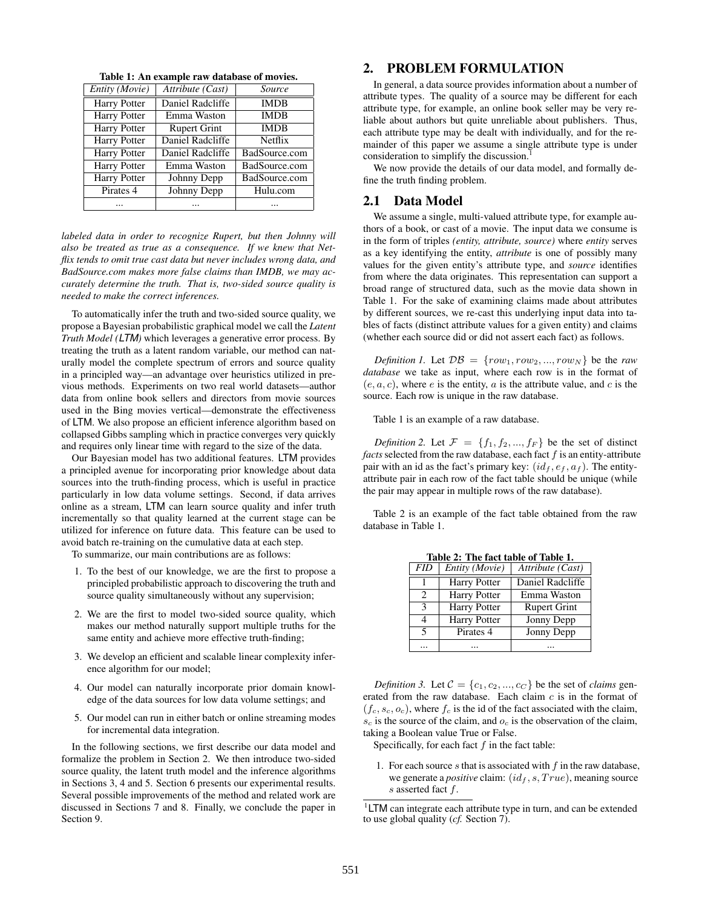Table 1: An example raw database of movies.

| Entity (Movie) | Attribute (Cast) | Source |
|---|---|---|
| Harry Potter | Daniel Radcliffe | IMDB |
| Harry Potter | Emma Waston | IMDB |
| Harry Potter | Rupert Grint | IMDB |
| Harry Potter | Daniel Radcliffe | Netflix |
| Harry Potter | Daniel Radcliffe | BadSource.com |
| Harry Potter | Emma Waston | BadSource.com |
| Harry Potter | Johnny Depp | BadSource.com |
| Pirates 4 | Johnny Depp | Hulu.com |
| ... | ... | ... |

*labeled data in order to recognize Rupert, but then Johnny will also be treated as true as a consequence. If we knew that Netflix tends to omit true cast data but never includes wrong data, and BadSource.com makes more false claims than IMDB, we may accurately determine the truth. That is, two-sided source quality is needed to make the correct inferences.*

To automatically infer the truth and two-sided source quality, we propose a Bayesian probabilistic graphical model we call the *Latent Truth Model (LTM)* which leverages a generative error process. By treating the truth as a latent random variable, our method can naturally model the complete spectrum of errors and source quality in a principled way—an advantage over heuristics utilized in previous methods. Experiments on two real world datasets—author data from online book sellers and directors from movie sources used in the Bing movies vertical—demonstrate the effectiveness of LTM. We also propose an efficient inference algorithm based on collapsed Gibbs sampling which in practice converges very quickly and requires only linear time with regard to the size of the data.

Our Bayesian model has two additional features. LTM provides a principled avenue for incorporating prior knowledge about data sources into the truth-finding process, which is useful in practice particularly in low data volume settings. Second, if data arrives online as a stream, LTM can learn source quality and infer truth incrementally so that quality learned at the current stage can be utilized for inference on future data. This feature can be used to avoid batch re-training on the cumulative data at each step.

To summarize, our main contributions are as follows:

1. To the best of our knowledge, we are the first to propose a principled probabilistic approach to discovering the truth and source quality simultaneously without any supervision;
2. We are the first to model two-sided source quality, which makes our method naturally support multiple truths for the same entity and achieve more effective truth-finding;
3. We develop an efficient and scalable linear complexity inference algorithm for our model;
4. Our model can naturally incorporate prior domain knowledge of the data sources for low data volume settings; and
5. Our model can run in either batch or online streaming modes for incremental data integration.

In the following sections, we first describe our data model and formalize the problem in Section 2. We then introduce two-sided source quality, the latent truth model and the inference algorithms in Sections 3, 4 and 5. Section 6 presents our experimental results. Several possible improvements of the method and related work are discussed in Sections 7 and 8. Finally, we conclude the paper in Section 9.

## 2. PROBLEM FORMULATION

In general, a data source provides information about a number of attribute types. The quality of a source may be different for each attribute type, for example, an online book seller may be very reliable about authors but quite unreliable about publishers. Thus, each attribute type may be dealt with individually, and for the remainder of this paper we assume a single attribute type is under consideration to simplify the discussion.[1]

We now provide the details of our data model, and formally define the truth finding problem.

### 2.1 Data Model

We assume a single, multi-valued attribute type, for example authors of a book, or cast of a movie. The input data we consume is in the form of triples *(entity, attribute, source)* where *entity* serves as a key identifying the entity, *attribute* is one of possibly many values for the given entity's attribute type, and *source* identifies from where the data originates. This representation can support a broad range of structured data, such as the movie data shown in Table 1. For the sake of examining claims made about attributes by different sources, we re-cast this underlying input data into tables of facts (distinct attribute values for a given entity) and claims (whether each source did or did not assert each fact) as follows.

*Definition 1.* Let $\mathcal{DB} = \{row_1, row_2, ..., row_N\}$ be the *raw database* we take as input, where each row is in the format of $(e, a, c)$, where $e$ is the entity, $a$ is the attribute value, and $c$ is the source. Each row is unique in the raw database.

Table 1 is an example of a raw database.

*Definition 2.* Let $\mathcal{F} = \{f_1, f_2, ..., f_F\}$ be the set of distinct *facts* selected from the raw database, each fact $f$ is an entity-attribute pair with an id as the fact's primary key: $(id_f, e_f, a_f)$. The entity-attribute pair in each row of the fact table should be unique (while the pair may appear in multiple rows of the raw database).

Table 2 is an example of the fact table obtained from the raw database in Table 1.

Table 2: The fact table of Table 1.

| FID | Entity (Movie) | Attribute (Cast) |
|---|---|---|
| 1 | Harry Potter | Daniel Radcliffe |
| 2 | Harry Potter | Emma Waston |
| 3 | Harry Potter | Rupert Grint |
| 4 | Harry Potter | Jonny Depp |
| 5 | Pirates 4 | Jonny Depp |
| ... | ... | ... |

*Definition 3.* Let $\mathcal{C} = \{c_1, c_2, ..., c_C\}$ be the set of *claims* generated from the raw database. Each claim $c$ is in the format of $(f_c, s_c, o_c)$, where $f_c$ is the id of the fact associated with the claim, $s_c$ is the source of the claim, and $o_c$ is the observation of the claim, taking a Boolean value True or False.

Specifically, for each fact $f$ in the fact table:

1. For each source $s$ that is associated with $f$ in the raw database, we generate a *positive* claim: $(id_f, s, True)$, meaning source $s$ asserted fact $f$.

[1] LTM can integrate each attribute type in turn, and can be extended to use global quality (*cf.* Section 7).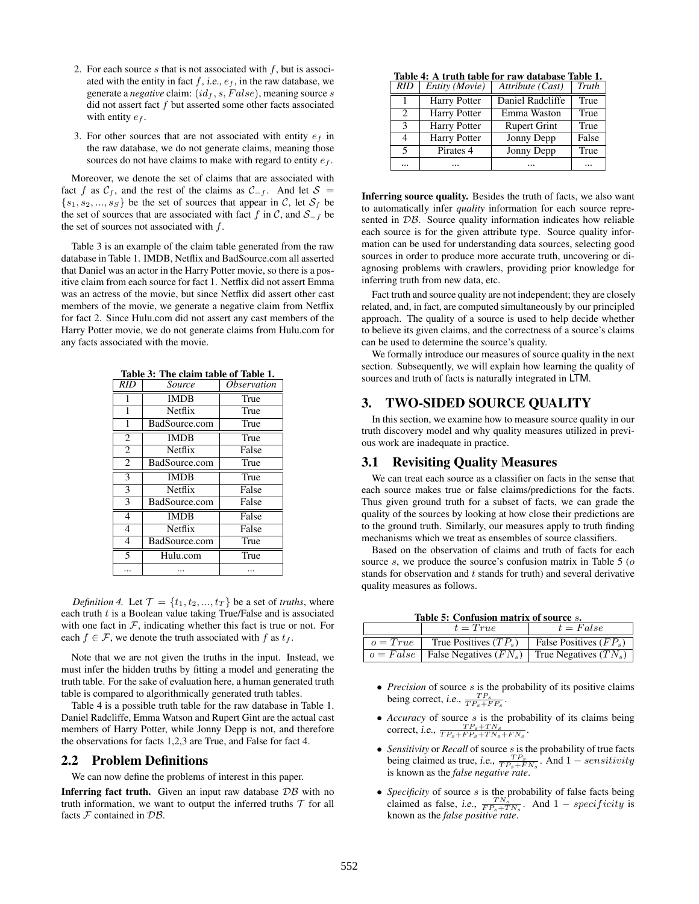2. For each source $s$ that is not associated with $f$, but is associated with the entity in fact $f$, *i.e.*, $e_f$, in the raw database, we generate a *negative* claim: $(id_f, s, False)$, meaning source $s$ did not assert fact $f$ but asserted some other facts associated with entity $e_f$.

3. For other sources that are not associated with entity $e_f$ in the raw database, we do not generate claims, meaning those sources do not have claims to make with regard to entity $e_f$.

Moreover, we denote the set of claims that are associated with fact $f$ as $\mathcal{C}_f$, and the rest of the claims as $\mathcal{C}_{-f}$. And let $\mathcal{S} = \{s_1, s_2, ..., s_S\}$ be the set of sources that appear in $\mathcal{C}$, let $\mathcal{S}_f$ be the set of sources that are associated with fact $f$ in $\mathcal{C}$, and $\mathcal{S}_{-f}$ be the set of sources not associated with $f$.

Table 3 is an example of the claim table generated from the raw database in Table 1. IMDB, Netflix and BadSource.com all asserted that Daniel was an actor in the Harry Potter movie, so there is a positive claim from each source for fact 1. Netflix did not assert Emma was an actress of the movie, but since Netflix did assert other cast members of the movie, we generate a negative claim from Netflix for fact 2. Since Hulu.com did not assert any cast members of the Harry Potter movie, we do not generate claims from Hulu.com for any facts associated with the movie.

**Table 3: The claim table of Table 1.**

| *RID* | *Source* | *Observation* |
|---|---|---|
| 1 | IMDB | True |
| 1 | Netflix | True |
| 1 | BadSource.com | True |
| 2 | IMDB | True |
| 2 | Netflix | False |
| 2 | BadSource.com | True |
| 3 | IMDB | True |
| 3 | Netflix | False |
| 3 | BadSource.com | False |
| 4 | IMDB | False |
| 4 | Netflix | False |
| 4 | BadSource.com | True |
| 5 | Hulu.com | True |
| ... | ... | ... |

*Definition 4.* Let $\mathcal{T} = \{t_1, t_2, ..., t_T\}$ be a set of *truths*, where each truth $t$ is a Boolean value taking True/False and is associated with one fact in $\mathcal{F}$, indicating whether this fact is true or not. For each $f \in \mathcal{F}$, we denote the truth associated with $f$ as $t_f$.

Note that we are not given the truths in the input. Instead, we must infer the hidden truths by fitting a model and generating the truth table. For the sake of evaluation here, a human generated truth table is compared to algorithmically generated truth tables.

Table 4 is a possible truth table for the raw database in Table 1. Daniel Radcliffe, Emma Watson and Rupert Gint are the actual cast members of Harry Potter, while Jonny Depp is not, and therefore the observations for facts 1,2,3 are True, and False for fact 4.

## 2.2 Problem Definitions

We can now define the problems of interest in this paper.

**Inferring fact truth.** Given an input raw database $\mathcal{DB}$ with no truth information, we want to output the inferred truths $\mathcal{T}$ for all facts $\mathcal{F}$ contained in $\mathcal{DB}$.

**Table 4: A truth table for raw database Table 1.**

| *RID* | *Entity (Movie)* | *Attribute (Cast)* | *Truth* |
|---|---|---|---|
| 1 | Harry Potter | Daniel Radcliffe | True |
| 2 | Harry Potter | Emma Waston | True |
| 3 | Harry Potter | Rupert Grint | True |
| 4 | Harry Potter | Jonny Depp | False |
| 5 | Pirates 4 | Jonny Depp | True |
| ... | ... | ... | ... |

**Inferring source quality.** Besides the truth of facts, we also want to automatically infer *quality* information for each source represented in $\mathcal{DB}$. Source quality information indicates how reliable each source is for the given attribute type. Source quality information can be used for understanding data sources, selecting good sources in order to produce more accurate truth, uncovering or diagnosing problems with crawlers, providing prior knowledge for inferring truth from new data, etc.

Fact truth and source quality are not independent; they are closely related, and, in fact, are computed simultaneously by our principled approach. The quality of a source is used to help decide whether to believe its given claims, and the correctness of a source's claims can be used to determine the source's quality.

We formally introduce our measures of source quality in the next section. Subsequently, we will explain how learning the quality of sources and truth of facts is naturally integrated in LTM.

# 3. TWO-SIDED SOURCE QUALITY

In this section, we examine how to measure source quality in our truth discovery model and why quality measures utilized in previous work are inadequate in practice.

## 3.1 Revisiting Quality Measures

We can treat each source as a classifier on facts in the sense that each source makes true or false claims/predictions for the facts. Thus given ground truth for a subset of facts, we can grade the quality of the sources by looking at how close their predictions are to the ground truth. Similarly, our measures apply to truth finding mechanisms which we treat as ensembles of source classifiers.

Based on the observation of claims and truth of facts for each source $s$, we produce the source's confusion matrix in Table 5 ($o$ stands for observation and $t$ stands for truth) and several derivative quality measures as follows.

**Table 5: Confusion matrix of source $s$.**

| | $t = True$ | $t = False$ |
|---|---|---|
| $o = True$ | True Positives ($TP_s$) | False Positives ($FP_s$) |
| $o = False$ | False Negatives ($FN_s$) | True Negatives ($TN_s$) |

- *Precision* of source $s$ is the probability of its positive claims being correct, *i.e.*, $\frac{TP_s}{TP_s+FP_s}$.
- *Accuracy* of source $s$ is the probability of its claims being correct, *i.e.*, $\frac{TP_s+TN_s}{TP_s+FP_s+TN_s+FN_s}$.
- *Sensitivity* or *Recall* of source $s$ is the probability of true facts being claimed as true, *i.e.*, $\frac{TP_s}{TP_s+FN_s}$. And $1 - sensitivity$ is known as the *false negative rate*.
- *Specificity* of source $s$ is the probability of false facts being claimed as false, *i.e.*, $\frac{TN_s}{FP_s+TN_s}$. And $1 - specificity$ is known as the *false positive rate*.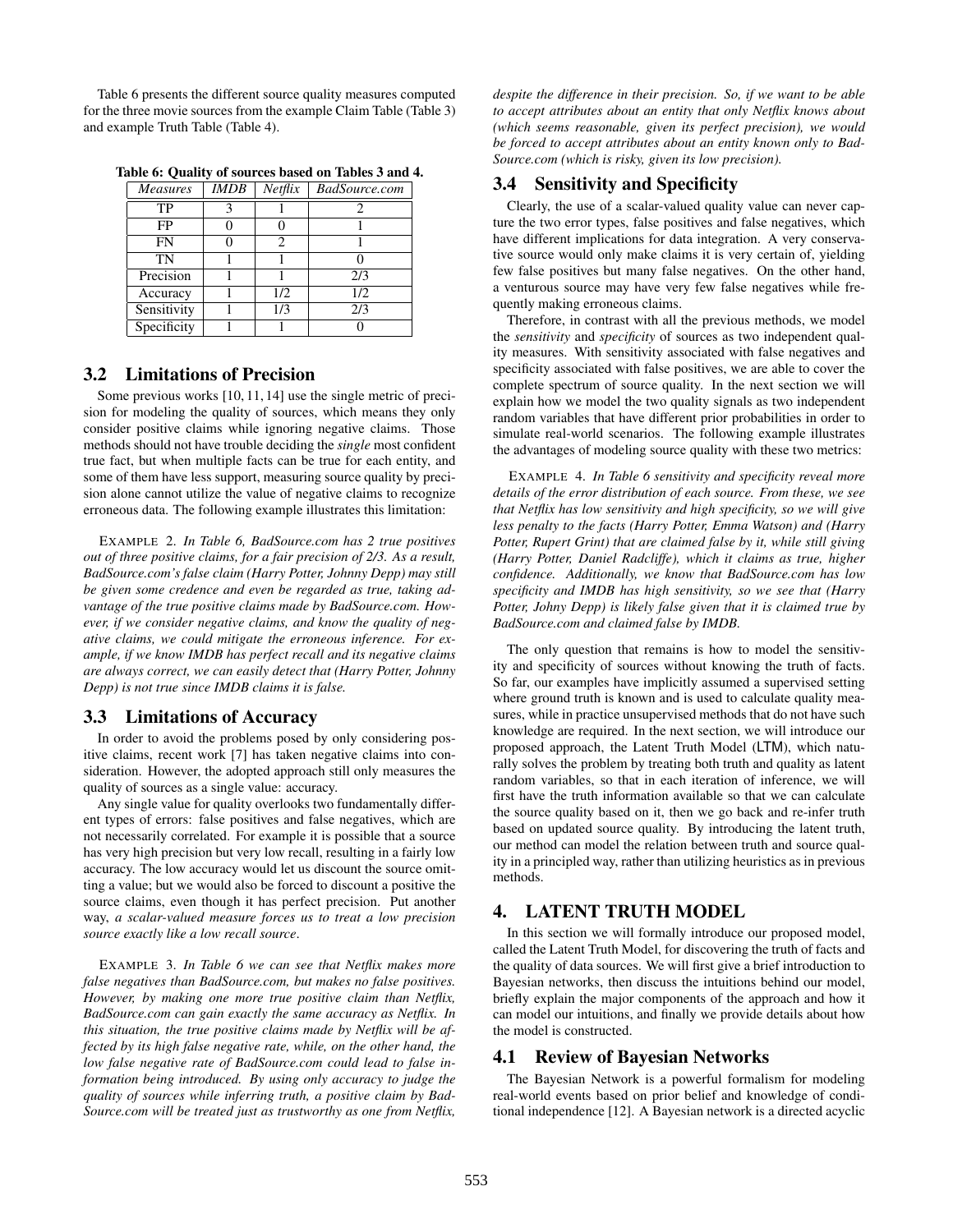Table 6 presents the different source quality measures computed for the three movie sources from the example Claim Table (Table 3) and example Truth Table (Table 4).

**Table 6: Quality of sources based on Tables 3 and 4.**

| *Measures* | *IMDB* | *Netflix* | *BadSource.com* |
|---|---|---|---|
| TP | 3 | 1 | 2 |
| FP | 0 | 0 | 1 |
| FN | 0 | 2 | 1 |
| TN | 1 | 1 | 0 |
| Precision | 1 | 1 | 2/3 |
| Accuracy | 1 | 1/2 | 1/2 |
| Sensitivity | 1 | 1/3 | 2/3 |
| Specificity | 1 | 1 | 0 |

## 3.2 Limitations of Precision

Some previous works [10, 11, 14] use the single metric of precision for modeling the quality of sources, which means they only consider positive claims while ignoring negative claims. Those methods should not have trouble deciding the *single* most confident true fact, but when multiple facts can be true for each entity, and some of them have less support, measuring source quality by precision alone cannot utilize the value of negative claims to recognize erroneous data. The following example illustrates this limitation:

EXAMPLE 2. *In Table 6, BadSource.com has 2 true positives out of three positive claims, for a fair precision of 2/3. As a result, BadSource.com's false claim (Harry Potter, Johnny Depp) may still be given some credence and even be regarded as true, taking advantage of the true positive claims made by BadSource.com. However, if we consider negative claims, and know the quality of negative claims, we could mitigate the erroneous inference. For example, if we know IMDB has perfect recall and its negative claims are always correct, we can easily detect that (Harry Potter, Johnny Depp) is not true since IMDB claims it is false.*

## 3.3 Limitations of Accuracy

In order to avoid the problems posed by only considering positive claims, recent work [7] has taken negative claims into consideration. However, the adopted approach still only measures the quality of sources as a single value: accuracy.

Any single value for quality overlooks two fundamentally different types of errors: false positives and false negatives, which are not necessarily correlated. For example it is possible that a source has very high precision but very low recall, resulting in a fairly low accuracy. The low accuracy would let us discount the source omitting a value; but we would also be forced to discount a positive the source claims, even though it has perfect precision. Put another way, *a scalar-valued measure forces us to treat a low precision source exactly like a low recall source*.

EXAMPLE 3. *In Table 6 we can see that Netflix makes more false negatives than BadSource.com, but makes no false positives. However, by making one more true positive claim than Netflix, BadSource.com can gain exactly the same accuracy as Netflix. In this situation, the true positive claims made by Netflix will be affected by its high false negative rate, while, on the other hand, the low false negative rate of BadSource.com could lead to false information being introduced. By using only accuracy to judge the quality of sources while inferring truth, a positive claim by BadSource.com will be treated just as trustworthy as one from Netflix, despite the difference in their precision. So, if we want to be able to accept attributes about an entity that only Netflix knows about (which seems reasonable, given its perfect precision), we would be forced to accept attributes about an entity known only to BadSource.com (which is risky, given its low precision).*

## 3.4 Sensitivity and Specificity

Clearly, the use of a scalar-valued quality value can never capture the two error types, false positives and false negatives, which have different implications for data integration. A very conservative source would only make claims it is very certain of, yielding few false positives but many false negatives. On the other hand, a venturous source may have very few false negatives while frequently making erroneous claims.

Therefore, in contrast with all the previous methods, we model the *sensitivity* and *specificity* of sources as two independent quality measures. With sensitivity associated with false negatives and specificity associated with false positives, we are able to cover the complete spectrum of source quality. In the next section we will explain how we model the two quality signals as two independent random variables that have different prior probabilities in order to simulate real-world scenarios. The following example illustrates the advantages of modeling source quality with these two metrics:

EXAMPLE 4. *In Table 6 sensitivity and specificity reveal more details of the error distribution of each source. From these, we see that Netflix has low sensitivity and high specificity, so we will give less penalty to the facts (Harry Potter, Emma Watson) and (Harry Potter, Rupert Grint) that are claimed false by it, while still giving (Harry Potter, Daniel Radcliffe), which it claims as true, higher confidence. Additionally, we know that BadSource.com has low specificity and IMDB has high sensitivity, so we see that (Harry Potter, Johny Depp) is likely false given that it is claimed true by BadSource.com and claimed false by IMDB.*

The only question that remains is how to model the sensitivity and specificity of sources without knowing the truth of facts. So far, our examples have implicitly assumed a supervised setting where ground truth is known and is used to calculate quality measures, while in practice unsupervised methods that do not have such knowledge are required. In the next section, we will introduce our proposed approach, the Latent Truth Model (LTM), which naturally solves the problem by treating both truth and quality as latent random variables, so that in each iteration of inference, we will first have the truth information available so that we can calculate the source quality based on it, then we go back and re-infer truth based on updated source quality. By introducing the latent truth, our method can model the relation between truth and source quality in a principled way, rather than utilizing heuristics as in previous methods.

# 4. LATENT TRUTH MODEL

In this section we will formally introduce our proposed model, called the Latent Truth Model, for discovering the truth of facts and the quality of data sources. We will first give a brief introduction to Bayesian networks, then discuss the intuitions behind our model, briefly explain the major components of the approach and how it can model our intuitions, and finally we provide details about how the model is constructed.

## 4.1 Review of Bayesian Networks

The Bayesian Network is a powerful formalism for modeling real-world events based on prior belief and knowledge of conditional independence [12]. A Bayesian network is a directed acyclic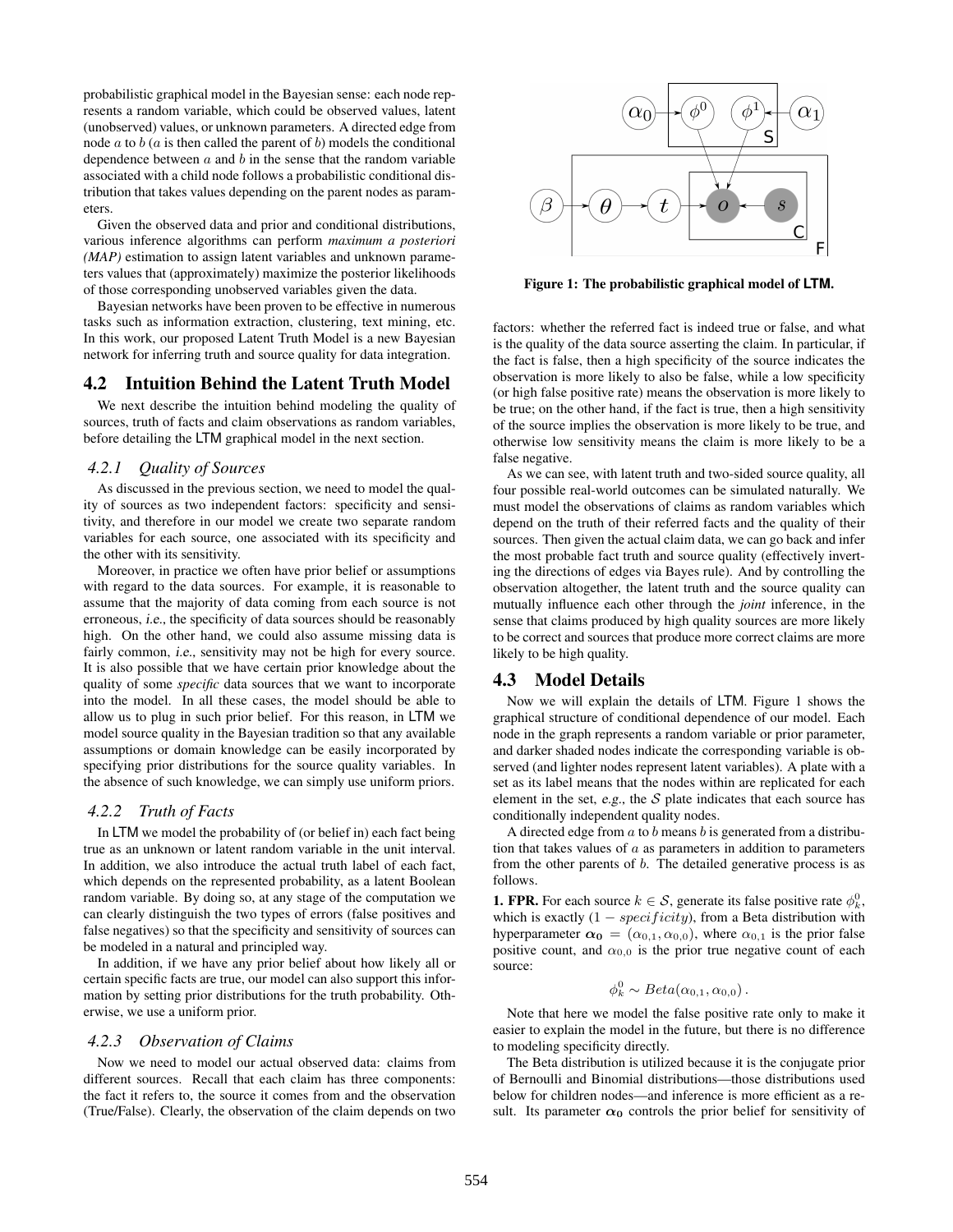probabilistic graphical model in the Bayesian sense: each node represents a random variable, which could be observed values, latent (unobserved) values, or unknown parameters. A directed edge from node $a$ to $b$ ($a$ is then called the parent of $b$) models the conditional dependence between $a$ and $b$ in the sense that the random variable associated with a child node follows a probabilistic conditional distribution that takes values depending on the parent nodes as parameters.

Given the observed data and prior and conditional distributions, various inference algorithms can perform *maximum a posteriori (MAP)* estimation to assign latent variables and unknown parameters values that (approximately) maximize the posterior likelihoods of those corresponding unobserved variables given the data.

Bayesian networks have been proven to be effective in numerous tasks such as information extraction, clustering, text mining, etc. In this work, our proposed Latent Truth Model is a new Bayesian network for inferring truth and source quality for data integration.

## 4.2 Intuition Behind the Latent Truth Model

We next describe the intuition behind modeling the quality of sources, truth of facts and claim observations as random variables, before detailing the LTM graphical model in the next section.

### 4.2.1 Quality of Sources

As discussed in the previous section, we need to model the quality of sources as two independent factors: specificity and sensitivity, and therefore in our model we create two separate random variables for each source, one associated with its specificity and the other with its sensitivity.

Moreover, in practice we often have prior belief or assumptions with regard to the data sources. For example, it is reasonable to assume that the majority of data coming from each source is not erroneous, *i.e.*, the specificity of data sources should be reasonably high. On the other hand, we could also assume missing data is fairly common, *i.e.*, sensitivity may not be high for every source. It is also possible that we have certain prior knowledge about the quality of some *specific* data sources that we want to incorporate into the model. In all these cases, the model should be able to allow us to plug in such prior belief. For this reason, in LTM we model source quality in the Bayesian tradition so that any available assumptions or domain knowledge can be easily incorporated by specifying prior distributions for the source quality variables. In the absence of such knowledge, we can simply use uniform priors.

### 4.2.2 Truth of Facts

In LTM we model the probability of (or belief in) each fact being true as an unknown or latent random variable in the unit interval. In addition, we also introduce the actual truth label of each fact, which depends on the represented probability, as a latent Boolean random variable. By doing so, at any stage of the computation we can clearly distinguish the two types of errors (false positives and false negatives) so that the specificity and sensitivity of sources can be modeled in a natural and principled way.

In addition, if we have any prior belief about how likely all or certain specific facts are true, our model can also support this information by setting prior distributions for the truth probability. Otherwise, we use a uniform prior.

### 4.2.3 Observation of Claims

Now we need to model our actual observed data: claims from different sources. Recall that each claim has three components: the fact it refers to, the source it comes from and the observation (True/False). Clearly, the observation of the claim depends on two factors: whether the referred fact is indeed true or false, and what is the quality of the data source asserting the claim. In particular, if the fact is false, then a high specificity of the source indicates the observation is more likely to also be false, while a low specificity (or high false positive rate) means the observation is more likely to be true; on the other hand, if the fact is true, then a high sensitivity of the source implies the observation is more likely to be true, and otherwise low sensitivity means the claim is more likely to be a false negative.

As we can see, with latent truth and two-sided source quality, all four possible real-world outcomes can be simulated naturally. We must model the observations of claims as random variables which depend on the truth of their referred facts and the quality of their sources. Then given the actual claim data, we can go back and infer the most probable fact truth and source quality (effectively inverting the directions of edges via Bayes rule). And by controlling the observation altogether, the latent truth and the source quality can mutually influence each other through the *joint* inference, in the sense that claims produced by high quality sources are more likely to be correct and sources that produce more correct claims are more likely to be high quality.

**Figure 1: The probabilistic graphical model of LTM.**

## 4.3 Model Details

Now we will explain the details of LTM. Figure 1 shows the graphical structure of conditional dependence of our model. Each node in the graph represents a random variable or prior parameter, and darker shaded nodes indicate the corresponding variable is observed (and lighter nodes represent latent variables). A plate with a set as its label means that the nodes within are replicated for each element in the set, *e.g.*, the $\mathcal{S}$ plate indicates that each source has conditionally independent quality nodes.

A directed edge from $a$ to $b$ means $b$ is generated from a distribution that takes values of $a$ as parameters in addition to parameters from the other parents of $b$. The detailed generative process is as follows.

**1. FPR.** For each source $k \in \mathcal{S}$, generate its false positive rate $\phi_k^0$, which is exactly $(1 - specificity)$, from a Beta distribution with hyperparameter $\boldsymbol{\alpha_0} = (\alpha_{0,1}, \alpha_{0,0})$, where $\alpha_{0,1}$ is the prior false positive count, and $\alpha_{0,0}$ is the prior true negative count of each source:

$$\phi_k^0 \sim Beta(\alpha_{0,1}, \alpha_{0,0})\,.$$

Note that here we model the false positive rate only to make it easier to explain the model in the future, but there is no difference to modeling specificity directly.

The Beta distribution is utilized because it is the conjugate prior of Bernoulli and Binomial distributions—those distributions used below for children nodes—and inference is more efficient as a result. Its parameter $\boldsymbol{\alpha_0}$ controls the prior belief for sensitivity of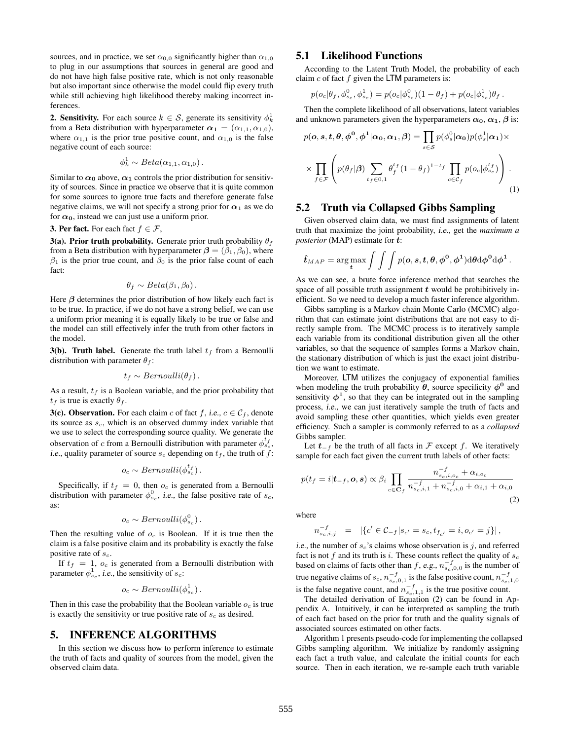sources, and in practice, we set $\alpha_{0,0}$ significantly higher than $\alpha_{1,0}$ to plug in our assumptions that sources in general are good and do not have high false positive rate, which is not only reasonable but also important since otherwise the model could flip every truth while still achieving high likelihood thereby making incorrect inferences.

**2. Sensitivity.** For each source $k \in \mathcal{S}$, generate its sensitivity $\phi^1_k$ from a Beta distribution with hyperparameter $\boldsymbol{\alpha_1} = (\alpha_{1,1}, \alpha_{1,0})$, where $\alpha_{1,1}$ is the prior true positive count, and $\alpha_{1,0}$ is the false negative count of each source:

$$\phi^1_k \sim Beta(\alpha_{1,1}, \alpha_{1,0})\,.$$

Similar to $\boldsymbol{\alpha_0}$ above, $\boldsymbol{\alpha_1}$ controls the prior distribution for sensitivity of sources. Since in practice we observe that it is quite common for some sources to ignore true facts and therefore generate false negative claims, we will not specify a strong prior for $\boldsymbol{\alpha_1}$ as we do for $\boldsymbol{\alpha_0}$, instead we can just use a uniform prior.

**3. Per fact.** For each fact $f \in \mathcal{F}$,

**3(a). Prior truth probability.** Generate prior truth probability $\theta_f$ from a Beta distribution with hyperparameter $\boldsymbol{\beta} = (\beta_1, \beta_0)$, where $\beta_1$ is the prior true count, and $\beta_0$ is the prior false count of each fact:

$$\theta_f \sim Beta(\beta_1, \beta_0)\,.$$

Here $\boldsymbol{\beta}$ determines the prior distribution of how likely each fact is to be true. In practice, if we do not have a strong belief, we can use a uniform prior meaning it is equally likely to be true or false and the model can still effectively infer the truth from other factors in the model.

**3(b). Truth label.** Generate the truth label $t_f$ from a Bernoulli distribution with parameter $\theta_f$:

$$t_f \sim Bernoulli(\theta_f)\,.$$

As a result, $t_f$ is a Boolean variable, and the prior probability that $t_f$ is true is exactly $\theta_f$.

**3(c). Observation.** For each claim $c$ of fact $f$, *i.e.*, $c \in \mathcal{C}_f$, denote its source as $s_c$, which is an observed dummy index variable that we use to select the corresponding source quality. We generate the observation of $c$ from a Bernoulli distribution with parameter $\phi^{t_f}_{s_c}$, *i.e.*, quality parameter of source $s_c$ depending on $t_f$, the truth of $f$:

$$o_c \sim Bernoulli(\phi^{t_f}_{s_c})\,.$$

Specifically, if $t_f = 0$, then $o_c$ is generated from a Bernoulli distribution with parameter $\phi^0_{s_c}$, *i.e.*, the false positive rate of $s_c$, as:

$$o_c \sim Bernoulli(\phi^0_{s_c})\,.$$

Then the resulting value of $o_c$ is Boolean. If it is true then the claim is a false positive claim and its probability is exactly the false positive rate of $s_c$.

If $t_f = 1$, $o_c$ is generated from a Bernoulli distribution with parameter $\phi^1_{s_c}$, *i.e.*, the sensitivity of $s_c$:

$$o_c \sim Bernoulli(\phi^1_{s_c})\,.$$

Then in this case the probability that the Boolean variable $o_c$ is true is exactly the sensitivity or true positive rate of $s_c$ as desired.

# 5. INFERENCE ALGORITHMS

In this section we discuss how to perform inference to estimate the truth of facts and quality of sources from the model, given the observed claim data.

## 5.1 Likelihood Functions

According to the Latent Truth Model, the probability of each claim $c$ of fact $f$ given the LTM parameters is:

$$p(o_c|\theta_f, \phi^0_{s_c}, \phi^1_{s_c}) = p(o_c|\phi^0_{s_c})(1-\theta_f) + p(o_c|\phi^1_{s_c})\theta_f\,.$$

Then the complete likelihood of all observations, latent variables and unknown parameters given the hyperparameters $\boldsymbol{\alpha_0}, \boldsymbol{\alpha_1}, \boldsymbol{\beta}$ is:

$$p(\boldsymbol{o}, \boldsymbol{s}, \boldsymbol{t}, \boldsymbol{\theta}, \boldsymbol{\phi^0}, \boldsymbol{\phi^1}|\boldsymbol{\alpha_0}, \boldsymbol{\alpha_1}, \boldsymbol{\beta}) = \prod_{s\in\mathcal{S}} p(\phi^0_s|\boldsymbol{\alpha_0})p(\phi^1_s|\boldsymbol{\alpha_1}) \times$$

$$\times \prod_{f\in\mathcal{F}} \left( p(\theta_f|\boldsymbol{\beta}) \sum_{t_f\in 0,1} \theta_f^{t_f}(1-\theta_f)^{1-t_f} \prod_{c\in\mathcal{C}_f} p(o_c|\phi^{t_f}_{s_c}) \right)\,. \quad (1)$$

## 5.2 Truth via Collapsed Gibbs Sampling

Given observed claim data, we must find assignments of latent truth that maximize the joint probability, *i.e.*, get the *maximum a posterior* (MAP) estimate for $\boldsymbol{t}$:

$$\hat{\boldsymbol{t}}_{MAP} = \arg\max_{\boldsymbol{t}} \int\int\int p(\boldsymbol{o}, \boldsymbol{s}, \boldsymbol{t}, \boldsymbol{\theta}, \boldsymbol{\phi^0}, \boldsymbol{\phi^1}) \mathrm{d}\boldsymbol{\theta}\mathrm{d}\boldsymbol{\phi^0}\mathrm{d}\boldsymbol{\phi^1}\,.$$

As we can see, a brute force inference method that searches the space of all possible truth assignment $\boldsymbol{t}$ would be prohibitively inefficient. So we need to develop a much faster inference algorithm.

Gibbs sampling is a Markov chain Monte Carlo (MCMC) algorithm that can estimate joint distributions that are not easy to directly sample from. The MCMC process is to iteratively sample each variable from its conditional distribution given all the other variables, so that the sequence of samples forms a Markov chain, the stationary distribution of which is just the exact joint distribution we want to estimate.

Moreover, LTM utilizes the conjugacy of exponential families when modeling the truth probability $\boldsymbol{\theta}$, source specificity $\boldsymbol{\phi^0}$ and sensitivity $\boldsymbol{\phi^1}$, so that they can be integrated out in the sampling process, *i.e.*, we can just iteratively sample the truth of facts and avoid sampling these other quantities, which yields even greater efficiency. Such a sampler is commonly referred to as a *collapsed* Gibbs sampler.

Let $\boldsymbol{t}_{-f}$ be the truth of all facts in $\mathcal{F}$ except $f$. We iteratively sample for each fact given the current truth labels of other facts:

$$p(t_f = i|\boldsymbol{t}_{-f}, \boldsymbol{o}, \boldsymbol{s}) \propto \beta_i \prod_{c\in\mathbf{C}_f} \frac{n^{-f}_{s_c,i,o_c} + \alpha_{i,o_c}}{n^{-f}_{s_c,i,1} + n^{-f}_{s_c,i,0} + \alpha_{i,1} + \alpha_{i,0}} \quad (2)$$

where

$$n^{-f}_{s_c,i,j} \quad = \quad |\{c' \in \mathcal{C}_{-f}|s_{c'} = s_c, t_{f_{c'}} = i, o_{c'} = j\}|\,,$$

*i.e.*, the number of $s_c$'s claims whose observation is $j$, and referred fact is not $f$ and its truth is $i$. These counts reflect the quality of $s_c$ based on claims of facts other than $f$, *e.g.*, $n^{-f}_{s_c,0,0}$ is the number of true negative claims of $s_c$, $n^{-f}_{s_c,0,1}$ is the false positive count, $n^{-f}_{s_c,1,0}$ is the false negative count, and $n^{-f}_{s_c,1,1}$ is the true positive count.

The detailed derivation of Equation (2) can be found in Appendix A. Intuitively, it can be interpreted as sampling the truth of each fact based on the prior for truth and the quality signals of associated sources estimated on other facts.

Algorithm 1 presents pseudo-code for implementing the collapsed Gibbs sampling algorithm. We initialize by randomly assigning each fact a truth value, and calculate the initial counts for each source. Then in each iteration, we re-sample each truth variable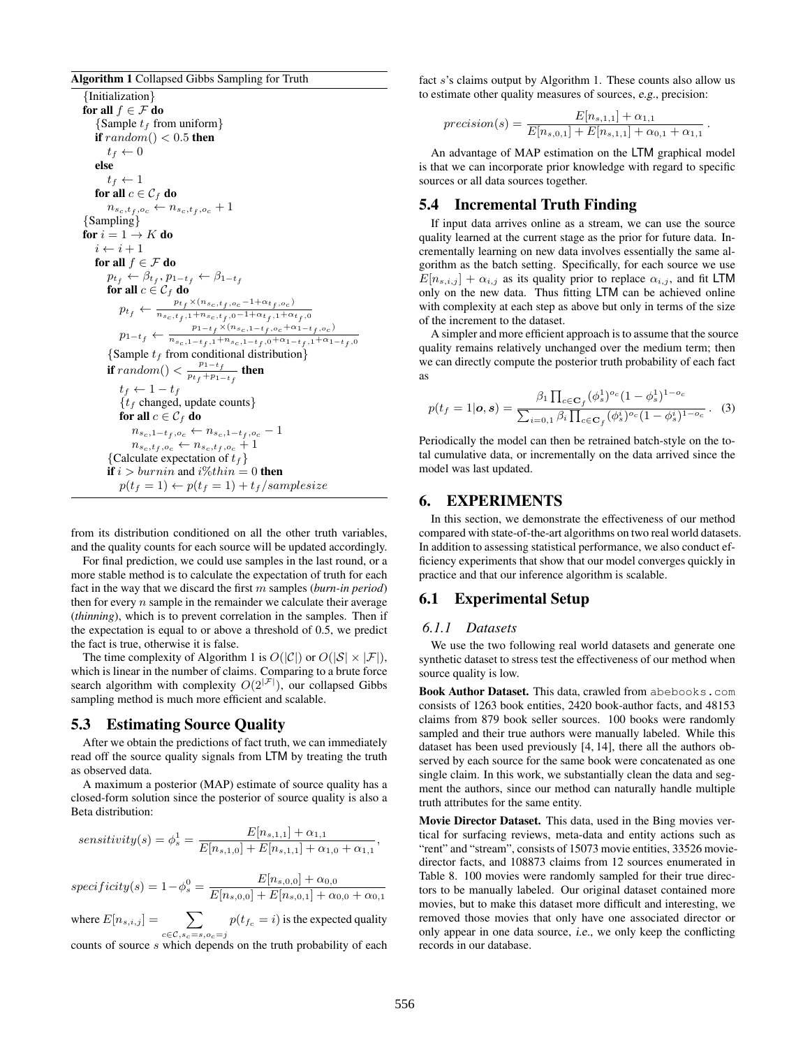**Algorithm 1** Collapsed Gibbs Sampling for Truth

```
{Initialization}
for all f ∈ F do
    {Sample t_f from uniform}
    if random() < 0.5 then
        t_f ← 0
    else
        t_f ← 1
    for all c ∈ C_f do
        n_{s_c,t_f,o_c} ← n_{s_c,t_f,o_c} + 1
{Sampling}
for i = 1 → K do
    i ← i + 1
    for all f ∈ F do
        p_{t_f} ← β_{t_f}, p_{1-t_f} ← β_{1-t_f}
        for all c ∈ C_f do
            p_{t_f} ← p_{t_f} × (n_{s_c,t_f,o_c} − 1 + α_{t_f,o_c}) / (n_{s_c,t_f,1} + n_{s_c,t_f,0} − 1 + α_{t_f,1} + α_{t_f,0})
            p_{1-t_f} ← p_{1-t_f} × (n_{s_c,1-t_f,o_c} + α_{1-t_f,o_c}) / (n_{s_c,1-t_f,1} + n_{s_c,1-t_f,0} + α_{1-t_f,1} + α_{1-t_f,0})
        {Sample t_f from conditional distribution}
        if random() < p_{1-t_f} / (p_{t_f} + p_{1-t_f}) then
            t_f ← 1 − t_f
            {t_f changed, update counts}
            for all c ∈ C_f do
                n_{s_c,1-t_f,o_c} ← n_{s_c,1-t_f,o_c} − 1
                n_{s_c,t_f,o_c} ← n_{s_c,t_f,o_c} + 1
        {Calculate expectation of t_f}
        if i > burnin and i%thin = 0 then
            p(t_f = 1) ← p(t_f = 1) + t_f/samplesize
```

from its distribution conditioned on all the other truth variables, and the quality counts for each source will be updated accordingly.

For final prediction, we could use samples in the last round, or a more stable method is to calculate the expectation of truth for each fact in the way that we discard the first $m$ samples (*burn-in period*) then for every $n$ sample in the remainder we calculate their average (*thinning*), which is to prevent correlation in the samples. Then if the expectation is equal to or above a threshold of 0.5, we predict the fact is true, otherwise it is false.

The time complexity of Algorithm 1 is $O(|\mathcal{C}|)$ or $O(|\mathcal{S}| \times |\mathcal{F}|)$, which is linear in the number of claims. Comparing to a brute force search algorithm with complexity $O(2^{|\mathcal{F}|})$, our collapsed Gibbs sampling method is much more efficient and scalable.

## 5.3 Estimating Source Quality

After we obtain the predictions of fact truth, we can immediately read off the source quality signals from LTM by treating the truth as observed data.

A maximum a posterior (MAP) estimate of source quality has a closed-form solution since the posterior of source quality is also a Beta distribution:

$$sensitivity(s) = \phi_s^1 = \frac{E[n_{s,1,1}] + \alpha_{1,1}}{E[n_{s,1,0}] + E[n_{s,1,1}] + \alpha_{1,0} + \alpha_{1,1}},$$

$$specificity(s) = 1 - \phi_s^0 = \frac{E[n_{s,0,0}] + \alpha_{0,0}}{E[n_{s,0,0}] + E[n_{s,0,1}] + \alpha_{0,0} + \alpha_{0,1}}$$

where $E[n_{s,i,j}] = \sum_{c \in \mathcal{C}, s_c = s, o_c = j} p(t_{f_c} = i)$ is the expected quality counts of source $s$ which depends on the truth probability of each fact $s$'s claims output by Algorithm 1. These counts also allow us to estimate other quality measures of sources, *e.g.*, precision:

$$precision(s) = \frac{E[n_{s,1,1}] + \alpha_{1,1}}{E[n_{s,0,1}] + E[n_{s,1,1}] + \alpha_{0,1} + \alpha_{1,1}}.$$

An advantage of MAP estimation on the LTM graphical model is that we can incorporate prior knowledge with regard to specific sources or all data sources together.

## 5.4 Incremental Truth Finding

If input data arrives online as a stream, we can use the source quality learned at the current stage as the prior for future data. Incrementally learning on new data involves essentially the same algorithm as the batch setting. Specifically, for each source we use $E[n_{s,i,j}] + \alpha_{i,j}$ as its quality prior to replace $\alpha_{i,j}$, and fit LTM only on the new data. Thus fitting LTM can be achieved online with complexity at each step as above but only in terms of the size of the increment to the dataset.

A simpler and more efficient approach is to assume that the source quality remains relatively unchanged over the medium term; then we can directly compute the posterior truth probability of each fact as

$$p(t_f = 1 | \boldsymbol{o}, \boldsymbol{s}) = \frac{\beta_1 \prod_{c \in \mathbf{C}_f} (\phi_s^1)^{o_c} (1 - \phi_s^1)^{1 - o_c}}{\sum_{i=0,1} \beta_i \prod_{c \in \mathbf{C}_f} (\phi_s^i)^{o_c} (1 - \phi_s^i)^{1 - o_c}}. \quad (3)$$

Periodically the model can then be retrained batch-style on the total cumulative data, or incrementally on the data arrived since the model was last updated.

# 6. EXPERIMENTS

In this section, we demonstrate the effectiveness of our method compared with state-of-the-art algorithms on two real world datasets. In addition to assessing statistical performance, we also conduct efficiency experiments that show that our model converges quickly in practice and that our inference algorithm is scalable.

## 6.1 Experimental Setup

### 6.1.1 Datasets

We use the two following real world datasets and generate one synthetic dataset to stress test the effectiveness of our method when source quality is low.

**Book Author Dataset.** This data, crawled from abebooks.com consists of 1263 book entities, 2420 book-author facts, and 48153 claims from 879 book seller sources. 100 books were randomly sampled and their true authors were manually labeled. While this dataset has been used previously [4, 14], there all the authors observed by each source for the same book were concatenated as one single claim. In this work, we substantially clean the data and segment the authors, since our method can naturally handle multiple truth attributes for the same entity.

**Movie Director Dataset.** This data, used in the Bing movies vertical for surfacing reviews, meta-data and entity actions such as "rent" and "stream", consists of 15073 movie entities, 33526 movie-director facts, and 108873 claims from 12 sources enumerated in Table 8. 100 movies were randomly sampled for their true directors to be manually labeled. Our original dataset contained more movies, but to make this dataset more difficult and interesting, we removed those movies that only have one associated director or only appear in one data source, *i.e.,* we only keep the conflicting records in our database.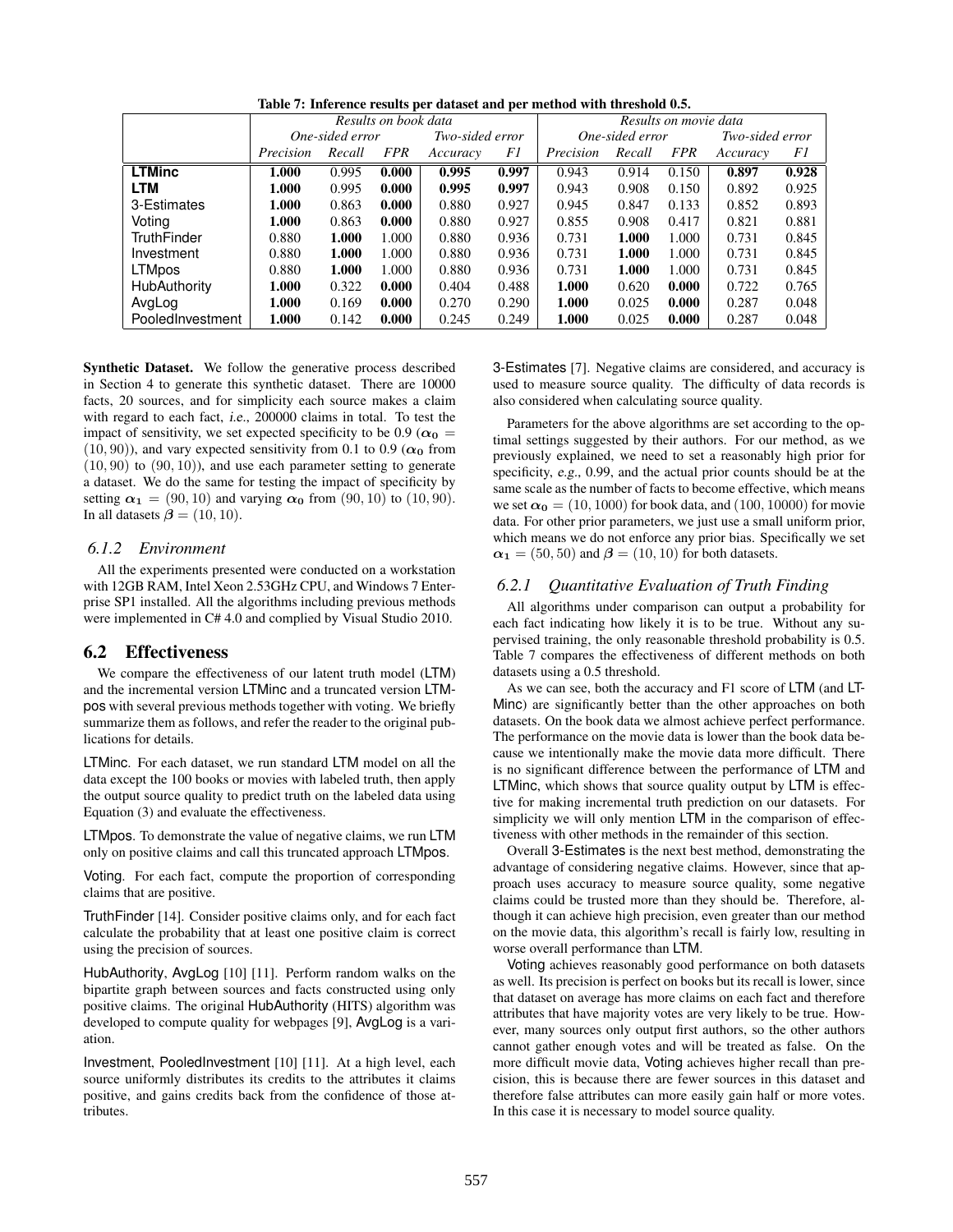**Table 7: Inference results per dataset and per method with threshold 0.5.**

| | Results on book data | | | | | Results on movie data | | | | |
|---|---|---|---|---|---|---|---|---|---|---|
| | One-sided error | | | Two-sided error | | One-sided error | | | Two-sided error | |
| | *Precision* | *Recall* | *FPR* | *Accuracy* | *F1* | *Precision* | *Recall* | *FPR* | *Accuracy* | *F1* |
| **LTMinc** | **1.000** | 0.995 | **0.000** | **0.995** | **0.997** | 0.943 | 0.914 | 0.150 | **0.897** | **0.928** |
| **LTM** | **1.000** | 0.995 | **0.000** | **0.995** | **0.997** | 0.943 | 0.908 | 0.150 | 0.892 | 0.925 |
| 3-Estimates | **1.000** | 0.863 | **0.000** | 0.880 | 0.927 | 0.945 | 0.847 | 0.133 | 0.852 | 0.893 |
| Voting | **1.000** | 0.863 | **0.000** | 0.880 | 0.927 | 0.855 | 0.908 | 0.417 | 0.821 | 0.881 |
| TruthFinder | 0.880 | **1.000** | 1.000 | 0.880 | 0.936 | 0.731 | **1.000** | 1.000 | 0.731 | 0.845 |
| Investment | 0.880 | **1.000** | 1.000 | 0.880 | 0.936 | 0.731 | **1.000** | 1.000 | 0.731 | 0.845 |
| LTMpos | 0.880 | **1.000** | 1.000 | 0.880 | 0.936 | 0.731 | **1.000** | 1.000 | 0.731 | 0.845 |
| HubAuthority | **1.000** | 0.322 | **0.000** | 0.404 | 0.488 | **1.000** | 0.620 | **0.000** | 0.722 | 0.765 |
| AvgLog | **1.000** | 0.169 | **0.000** | 0.270 | 0.290 | **1.000** | 0.025 | **0.000** | 0.287 | 0.048 |
| PooledInvestment | **1.000** | 0.142 | **0.000** | 0.245 | 0.249 | **1.000** | 0.025 | **0.000** | 0.287 | 0.048 |

**Synthetic Dataset.** We follow the generative process described in Section 4 to generate this synthetic dataset. There are 10000 facts, 20 sources, and for simplicity each source makes a claim with regard to each fact, *i.e.*, 200000 claims in total. To test the impact of sensitivity, we set expected specificity to be 0.9 ($\boldsymbol{\alpha_0} = (10, 90)$), and vary expected sensitivity from 0.1 to 0.9 ($\boldsymbol{\alpha_0}$ from $(10, 90)$ to $(90, 10)$), and use each parameter setting to generate a dataset. We do the same for testing the impact of specificity by setting $\boldsymbol{\alpha_1} = (90, 10)$ and varying $\boldsymbol{\alpha_0}$ from $(90, 10)$ to $(10, 90)$. In all datasets $\boldsymbol{\beta} = (10, 10)$.

### 6.1.2 Environment

All the experiments presented were conducted on a workstation with 12GB RAM, Intel Xeon 2.53GHz CPU, and Windows 7 Enterprise SP1 installed. All the algorithms including previous methods were implemented in C# 4.0 and complied by Visual Studio 2010.

## 6.2 Effectiveness

We compare the effectiveness of our latent truth model (LTM) and the incremental version LTMinc and a truncated version LTMpos with several previous methods together with voting. We briefly summarize them as follows, and refer the reader to the original publications for details.

LTMinc. For each dataset, we run standard LTM model on all the data except the 100 books or movies with labeled truth, then apply the output source quality to predict truth on the labeled data using Equation (3) and evaluate the effectiveness.

LTMpos. To demonstrate the value of negative claims, we run LTM only on positive claims and call this truncated approach LTMpos.

Voting. For each fact, compute the proportion of corresponding claims that are positive.

TruthFinder [14]. Consider positive claims only, and for each fact calculate the probability that at least one positive claim is correct using the precision of sources.

HubAuthority, AvgLog [10] [11]. Perform random walks on the bipartite graph between sources and facts constructed using only positive claims. The original HubAuthority (HITS) algorithm was developed to compute quality for webpages [9], AvgLog is a variation.

Investment, PooledInvestment [10] [11]. At a high level, each source uniformly distributes its credits to the attributes it claims positive, and gains credits back from the confidence of those attributes.

3-Estimates [7]. Negative claims are considered, and accuracy is used to measure source quality. The difficulty of data records is also considered when calculating source quality.

Parameters for the above algorithms are set according to the optimal settings suggested by their authors. For our method, as we previously explained, we need to set a reasonably high prior for specificity, *e.g.*, 0.99, and the actual prior counts should be at the same scale as the number of facts to become effective, which means we set $\boldsymbol{\alpha_0} = (10, 1000)$ for book data, and $(100, 10000)$ for movie data. For other prior parameters, we just use a small uniform prior, which means we do not enforce any prior bias. Specifically we set $\boldsymbol{\alpha_1} = (50, 50)$ and $\boldsymbol{\beta} = (10, 10)$ for both datasets.

### 6.2.1 Quantitative Evaluation of Truth Finding

All algorithms under comparison can output a probability for each fact indicating how likely it is to be true. Without any supervised training, the only reasonable threshold probability is 0.5. Table 7 compares the effectiveness of different methods on both datasets using a 0.5 threshold.

As we can see, both the accuracy and F1 score of LTM (and LTMinc) are significantly better than the other approaches on both datasets. On the book data we almost achieve perfect performance. The performance on the movie data is lower than the book data because we intentionally make the movie data more difficult. There is no significant difference between the performance of LTM and LTMinc, which shows that source quality output by LTM is effective for making incremental truth prediction on our datasets. For simplicity we will only mention LTM in the comparison of effectiveness with other methods in the remainder of this section.

Overall 3-Estimates is the next best method, demonstrating the advantage of considering negative claims. However, since that approach uses accuracy to measure source quality, some negative claims could be trusted more than they should be. Therefore, although it can achieve high precision, even greater than our method on the movie data, this algorithm's recall is fairly low, resulting in worse overall performance than LTM.

Voting achieves reasonably good performance on both datasets as well. Its precision is perfect on books but its recall is lower, since that dataset on average has more claims on each fact and therefore attributes that have majority votes are very likely to be true. However, many sources only output first authors, so the other authors cannot gather enough votes and will be treated as false. On the more difficult movie data, Voting achieves higher recall than precision, this is because there are fewer sources in this dataset and therefore false attributes can more easily gain half or more votes. In this case it is necessary to model source quality.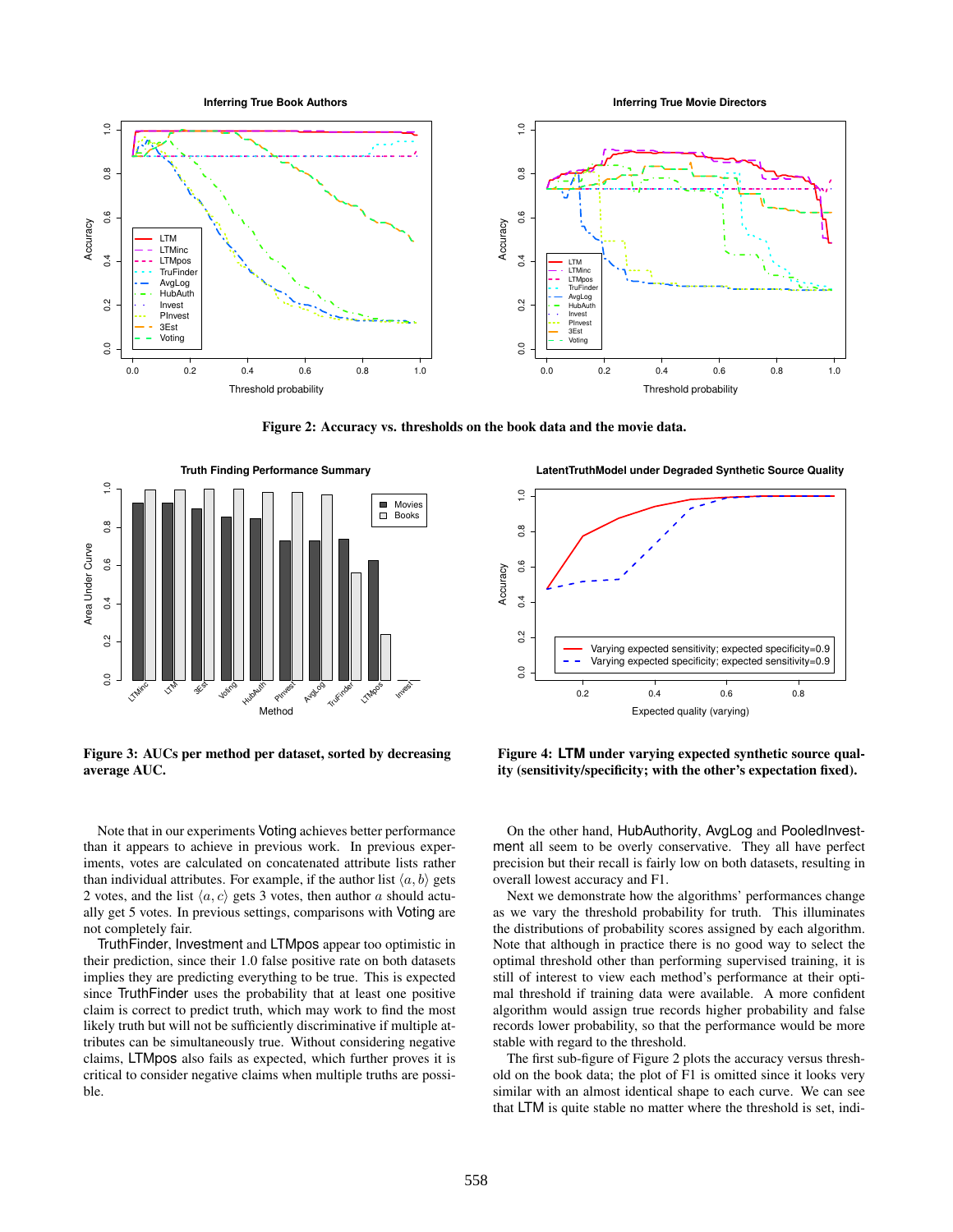**Figure 2: Accuracy vs. thresholds on the book data and the movie data.**

**Figure 3: AUCs per method per dataset, sorted by decreasing average AUC.**

**Figure 4: LTM under varying expected synthetic source quality (sensitivity/specificity; with the other's expectation fixed).**

Note that in our experiments Voting achieves better performance than it appears to achieve in previous work. In previous experiments, votes are calculated on concatenated attribute lists rather than individual attributes. For example, if the author list $\langle a, b \rangle$ gets 2 votes, and the list $\langle a, c \rangle$ gets 3 votes, then author $a$ should actually get 5 votes. In previous settings, comparisons with Voting are not completely fair.

TruthFinder, Investment and LTMpos appear too optimistic in their prediction, since their 1.0 false positive rate on both datasets implies they are predicting everything to be true. This is expected since TruthFinder uses the probability that at least one positive claim is correct to predict truth, which may work to find the most likely truth but will not be sufficiently discriminative if multiple attributes can be simultaneously true. Without considering negative claims, LTMpos also fails as expected, which further proves it is critical to consider negative claims when multiple truths are possible.

On the other hand, HubAuthority, AvgLog and PooledInvestment all seem to be overly conservative. They all have perfect precision but their recall is fairly low on both datasets, resulting in overall lowest accuracy and F1.

Next we demonstrate how the algorithms' performances change as we vary the threshold probability for truth. This illuminates the distributions of probability scores assigned by each algorithm. Note that although in practice there is no good way to select the optimal threshold other than performing supervised training, it is still of interest to view each method's performance at their optimal threshold if training data were available. A more confident algorithm would assign true records higher probability and false records lower probability, so that the performance would be more stable with regard to the threshold.

The first sub-figure of Figure 2 plots the accuracy versus threshold on the book data; the plot of F1 is omitted since it looks very similar with an almost identical shape to each curve. We can see that LTM is quite stable no matter where the threshold is set, indi-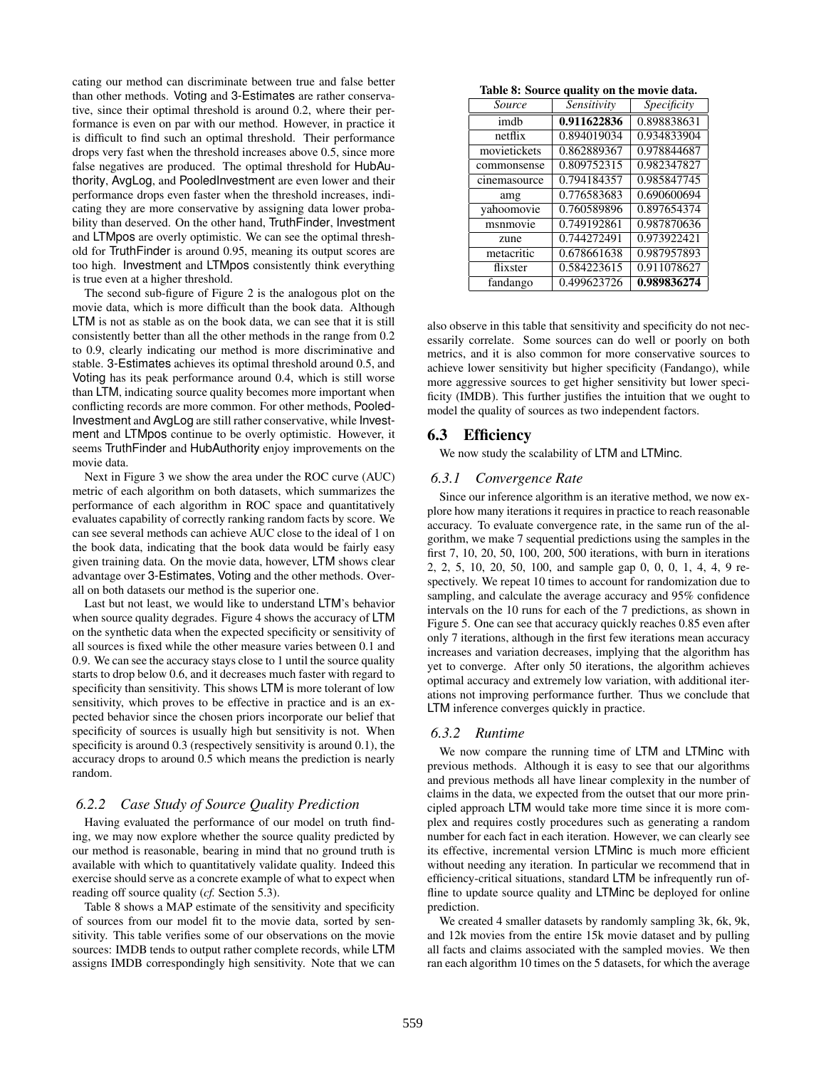cating our method can discriminate between true and false better than other methods. Voting and 3-Estimates are rather conservative, since their optimal threshold is around 0.2, where their performance is even on par with our method. However, in practice it is difficult to find such an optimal threshold. Their performance drops very fast when the threshold increases above 0.5, since more false negatives are produced. The optimal threshold for HubAuthority, AvgLog, and PooledInvestment are even lower and their performance drops even faster when the threshold increases, indicating they are more conservative by assigning data lower probability than deserved. On the other hand, TruthFinder, Investment and LTMpos are overly optimistic. We can see the optimal threshold for TruthFinder is around 0.95, meaning its output scores are too high. Investment and LTMpos consistently think everything is true even at a higher threshold.

The second sub-figure of Figure 2 is the analogous plot on the movie data, which is more difficult than the book data. Although LTM is not as stable as on the book data, we can see that it is still consistently better than all the other methods in the range from 0.2 to 0.9, clearly indicating our method is more discriminative and stable. 3-Estimates achieves its optimal threshold around 0.5, and Voting has its peak performance around 0.4, which is still worse than LTM, indicating source quality becomes more important when conflicting records are more common. For other methods, PooledInvestment and AvgLog are still rather conservative, while Investment and LTMpos continue to be overly optimistic. However, it seems TruthFinder and HubAuthority enjoy improvements on the movie data.

Next in Figure 3 we show the area under the ROC curve (AUC) metric of each algorithm on both datasets, which summarizes the performance of each algorithm in ROC space and quantitatively evaluates capability of correctly ranking random facts by score. We can see several methods can achieve AUC close to the ideal of 1 on the book data, indicating that the book data would be fairly easy given training data. On the movie data, however, LTM shows clear advantage over 3-Estimates, Voting and the other methods. Overall on both datasets our method is the superior one.

Last but not least, we would like to understand LTM's behavior when source quality degrades. Figure 4 shows the accuracy of LTM on the synthetic data when the expected specificity or sensitivity of all sources is fixed while the other measure varies between 0.1 and 0.9. We can see the accuracy stays close to 1 until the source quality starts to drop below 0.6, and it decreases much faster with regard to specificity than sensitivity. This shows LTM is more tolerant of low sensitivity, which proves to be effective in practice and is an expected behavior since the chosen priors incorporate our belief that specificity of sources is usually high but sensitivity is not. When specificity is around 0.3 (respectively sensitivity is around 0.1), the accuracy drops to around 0.5 which means the prediction is nearly random.

### 6.2.2 Case Study of Source Quality Prediction

Having evaluated the performance of our model on truth finding, we may now explore whether the source quality predicted by our method is reasonable, bearing in mind that no ground truth is available with which to quantitatively validate quality. Indeed this exercise should serve as a concrete example of what to expect when reading off source quality (*cf.* Section 5.3).

Table 8 shows a MAP estimate of the sensitivity and specificity of sources from our model fit to the movie data, sorted by sensitivity. This table verifies some of our observations on the movie sources: IMDB tends to output rather complete records, while LTM assigns IMDB correspondingly high sensitivity. Note that we can also observe in this table that sensitivity and specificity do not necessarily correlate. Some sources can do well or poorly on both metrics, and it is also common for more conservative sources to achieve lower sensitivity but higher specificity (Fandango), while more aggressive sources to get higher sensitivity but lower specificity (IMDB). This further justifies the intuition that we ought to model the quality of sources as two independent factors.

**Table 8: Source quality on the movie data.**

| *Source* | *Sensitivity* | *Specificity* |
|---|---|---|
| imdb | **0.911622836** | 0.898838631 |
| netflix | 0.894019034 | 0.934833904 |
| movietickets | 0.862889367 | 0.978844687 |
| commonsense | 0.809752315 | 0.982347827 |
| cinemasource | 0.794184357 | 0.985847745 |
| amg | 0.776583683 | 0.690600694 |
| yahoomovie | 0.760589896 | 0.897654374 |
| msnmovie | 0.749192861 | 0.987870636 |
| zune | 0.744272491 | 0.973922421 |
| metacritic | 0.678661638 | 0.987957893 |
| flixster | 0.584223615 | 0.911078627 |
| fandango | 0.499623726 | **0.989836274** |

## 6.3 Efficiency

We now study the scalability of LTM and LTMinc.

### 6.3.1 Convergence Rate

Since our inference algorithm is an iterative method, we now explore how many iterations it requires in practice to reach reasonable accuracy. To evaluate convergence rate, in the same run of the algorithm, we make 7 sequential predictions using the samples in the first 7, 10, 20, 50, 100, 200, 500 iterations, with burn in iterations 2, 2, 5, 10, 20, 50, 100, and sample gap 0, 0, 0, 1, 4, 4, 9 respectively. We repeat 10 times to account for randomization due to sampling, and calculate the average accuracy and 95% confidence intervals on the 10 runs for each of the 7 predictions, as shown in Figure 5. One can see that accuracy quickly reaches 0.85 even after only 7 iterations, although in the first few iterations mean accuracy increases and variation decreases, implying that the algorithm has yet to converge. After only 50 iterations, the algorithm achieves optimal accuracy and extremely low variation, with additional iterations not improving performance further. Thus we conclude that LTM inference converges quickly in practice.

### 6.3.2 Runtime

We now compare the running time of LTM and LTMinc with previous methods. Although it is easy to see that our algorithms and previous methods all have linear complexity in the number of claims in the data, we expected from the outset that our more principled approach LTM would take more time since it is more complex and requires costly procedures such as generating a random number for each fact in each iteration. However, we can clearly see its effective, incremental version LTMinc is much more efficient without needing any iteration. In particular we recommend that in efficiency-critical situations, standard LTM be infrequently run offline to update source quality and LTMinc be deployed for online prediction.

We created 4 smaller datasets by randomly sampling 3k, 6k, 9k, and 12k movies from the entire 15k movie dataset and by pulling all facts and claims associated with the sampled movies. We then ran each algorithm 10 times on the 5 datasets, for which the average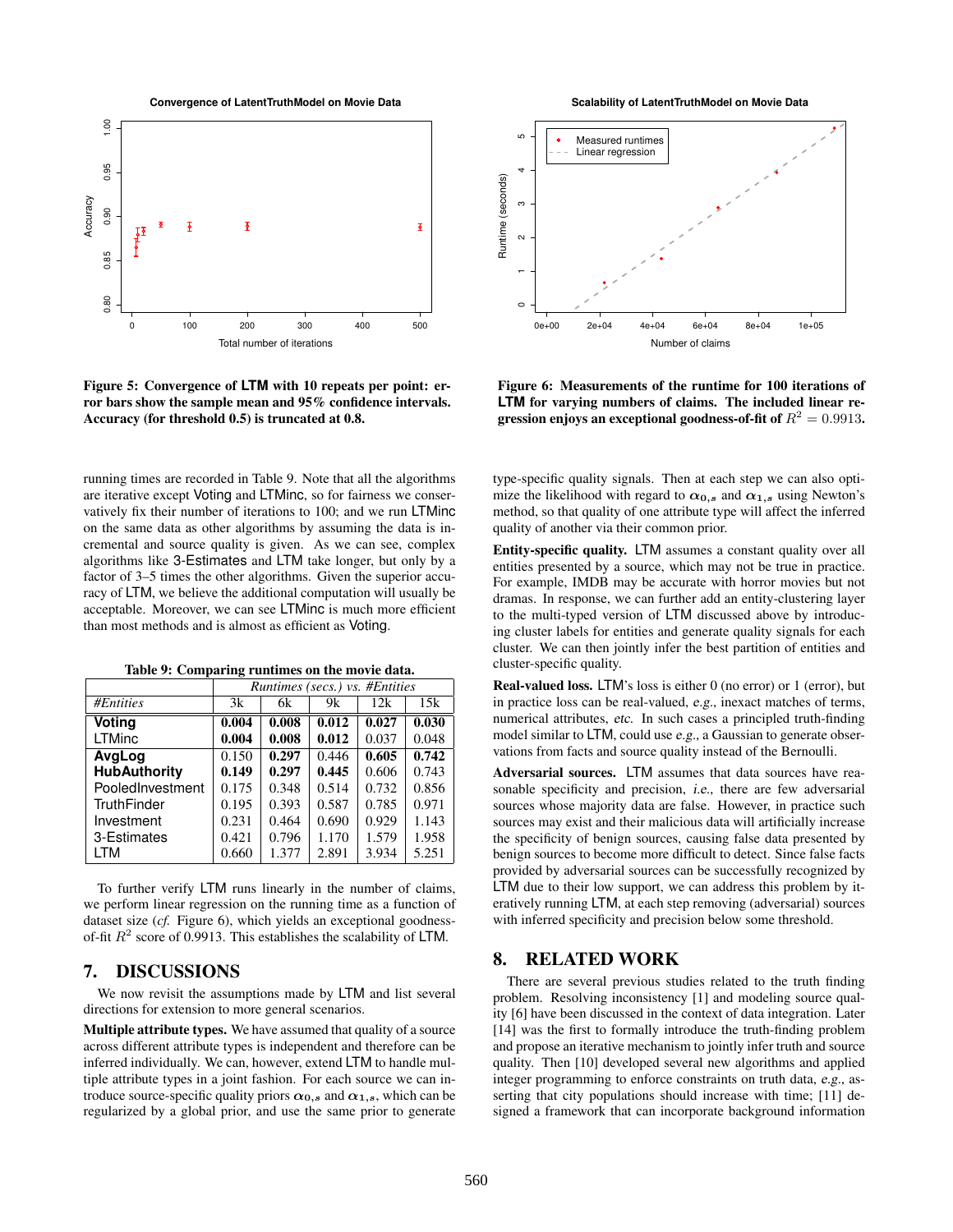**Figure 5: Convergence of LTM with 10 repeats per point: error bars show the sample mean and 95% confidence intervals. Accuracy (for threshold 0.5) is truncated at 0.8.**

**Figure 6: Measurements of the runtime for 100 iterations of LTM for varying numbers of claims. The included linear regression enjoys an exceptional goodness-of-fit of $R^2 = 0.9913$.**

running times are recorded in Table 9. Note that all the algorithms are iterative except Voting and LTMinc, so for fairness we conservatively fix their number of iterations to 100; and we run LTMinc on the same data as other algorithms by assuming the data is incremental and source quality is given. As we can see, complex algorithms like 3-Estimates and LTM take longer, but only by a factor of 3–5 times the other algorithms. Given the superior accuracy of LTM, we believe the additional computation will usually be acceptable. Moreover, we can see LTMinc is much more efficient than most methods and is almost as efficient as Voting.

**Table 9: Comparing runtimes on the movie data.**

| | *Runtimes (secs.) vs. #Entities* | | | | |
|---|---|---|---|---|---|
| *#Entities* | 3k | 6k | 9k | 12k | 15k |
| **Voting** | **0.004** | **0.008** | **0.012** | **0.027** | **0.030** |
| LTMinc | **0.004** | **0.008** | **0.012** | 0.037 | 0.048 |
| **AvgLog** | 0.150 | **0.297** | 0.446 | **0.605** | **0.742** |
| **HubAuthority** | **0.149** | **0.297** | **0.445** | 0.606 | 0.743 |
| PooledInvestment | 0.175 | 0.348 | 0.514 | 0.732 | 0.856 |
| TruthFinder | 0.195 | 0.393 | 0.587 | 0.785 | 0.971 |
| Investment | 0.231 | 0.464 | 0.690 | 0.929 | 1.143 |
| 3-Estimates | 0.421 | 0.796 | 1.170 | 1.579 | 1.958 |
| LTM | 0.660 | 1.377 | 2.891 | 3.934 | 5.251 |

To further verify LTM runs linearly in the number of claims, we perform linear regression on the running time as a function of dataset size (*cf.* Figure 6), which yields an exceptional goodness-of-fit $R^2$ score of 0.9913. This establishes the scalability of LTM.

## 7. DISCUSSIONS

We now revisit the assumptions made by LTM and list several directions for extension to more general scenarios.

**Multiple attribute types.** We have assumed that quality of a source across different attribute types is independent and therefore can be inferred individually. We can, however, extend LTM to handle multiple attribute types in a joint fashion. For each source we can introduce source-specific quality priors $\boldsymbol{\alpha}_{0,s}$ and $\boldsymbol{\alpha}_{1,s}$, which can be regularized by a global prior, and use the same prior to generate type-specific quality signals. Then at each step we can also optimize the likelihood with regard to $\boldsymbol{\alpha}_{0,s}$ and $\boldsymbol{\alpha}_{1,s}$ using Newton's method, so that quality of one attribute type will affect the inferred quality of another via their common prior.

**Entity-specific quality.** LTM assumes a constant quality over all entities presented by a source, which may not be true in practice. For example, IMDB may be accurate with horror movies but not dramas. In response, we can further add an entity-clustering layer to the multi-typed version of LTM discussed above by introducing cluster labels for entities and generate quality signals for each cluster. We can then jointly infer the best partition of entities and cluster-specific quality.

**Real-valued loss.** LTM's loss is either 0 (no error) or 1 (error), but in practice loss can be real-valued, *e.g.*, inexact matches of terms, numerical attributes, *etc.* In such cases a principled truth-finding model similar to LTM, could use *e.g.*, a Gaussian to generate observations from facts and source quality instead of the Bernoulli.

**Adversarial sources.** LTM assumes that data sources have reasonable specificity and precision, *i.e.*, there are few adversarial sources whose majority data are false. However, in practice such sources may exist and their malicious data will artificially increase the specificity of benign sources, causing false data presented by benign sources to become more difficult to detect. Since false facts provided by adversarial sources can be successfully recognized by LTM due to their low support, we can address this problem by iteratively running LTM, at each step removing (adversarial) sources with inferred specificity and precision below some threshold.

## 8. RELATED WORK

There are several previous studies related to the truth finding problem. Resolving inconsistency [1] and modeling source quality [6] have been discussed in the context of data integration. Later [14] was the first to formally introduce the truth-finding problem and propose an iterative mechanism to jointly infer truth and source quality. Then [10] developed several new algorithms and applied integer programming to enforce constraints on truth data, *e.g.*, asserting that city populations should increase with time; [11] designed a framework that can incorporate background information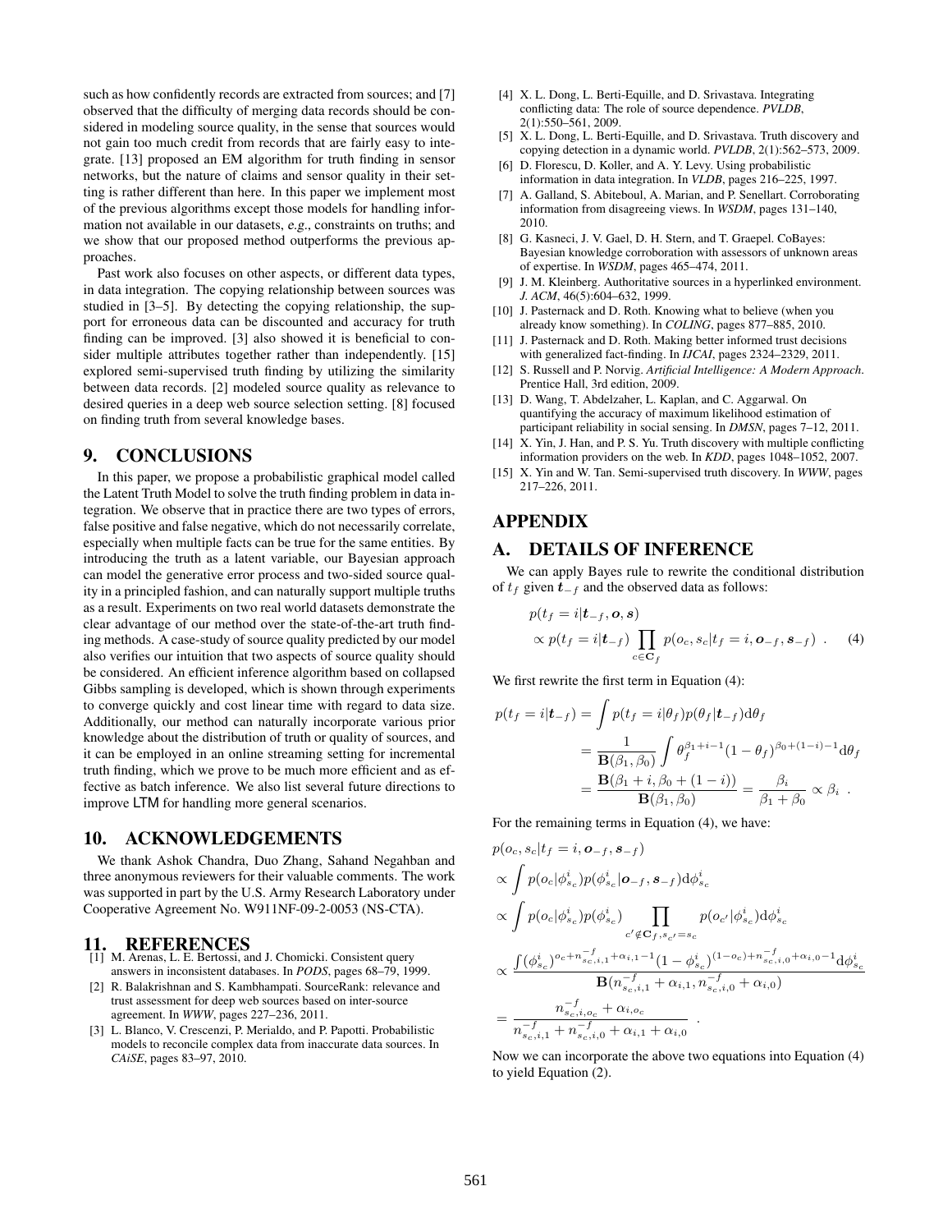such as how confidently records are extracted from sources; and [7] observed that the difficulty of merging data records should be considered in modeling source quality, in the sense that sources would not gain too much credit from records that are fairly easy to integrate. [13] proposed an EM algorithm for truth finding in sensor networks, but the nature of claims and sensor quality in their setting is rather different than here. In this paper we implement most of the previous algorithms except those models for handling information not available in our datasets, *e.g.*, constraints on truths; and we show that our proposed method outperforms the previous approaches.

Past work also focuses on other aspects, or different data types, in data integration. The copying relationship between sources was studied in [3–5]. By detecting the copying relationship, the support for erroneous data can be discounted and accuracy for truth finding can be improved. [3] also showed it is beneficial to consider multiple attributes together rather than independently. [15] explored semi-supervised truth finding by utilizing the similarity between data records. [2] modeled source quality as relevance to desired queries in a deep web source selection setting. [8] focused on finding truth from several knowledge bases.

## 9. CONCLUSIONS

In this paper, we propose a probabilistic graphical model called the Latent Truth Model to solve the truth finding problem in data integration. We observe that in practice there are two types of errors, false positive and false negative, which do not necessarily correlate, especially when multiple facts can be true for the same entities. By introducing the truth as a latent variable, our Bayesian approach can model the generative error process and two-sided source quality in a principled fashion, and can naturally support multiple truths as a result. Experiments on two real world datasets demonstrate the clear advantage of our method over the state-of-the-art truth finding methods. A case-study of source quality predicted by our model also verifies our intuition that two aspects of source quality should be considered. An efficient inference algorithm based on collapsed Gibbs sampling is developed, which is shown through experiments to converge quickly and cost linear time with regard to data size. Additionally, our method can naturally incorporate various prior knowledge about the distribution of truth or quality of sources, and it can be employed in an online streaming setting for incremental truth finding, which we prove to be much more efficient and as effective as batch inference. We also list several future directions to improve LTM for handling more general scenarios.

## 10. ACKNOWLEDGEMENTS

We thank Ashok Chandra, Duo Zhang, Sahand Negahban and three anonymous reviewers for their valuable comments. The work was supported in part by the U.S. Army Research Laboratory under Cooperative Agreement No. W911NF-09-2-0053 (NS-CTA).

## 11. REFERENCES

[1] M. Arenas, L. E. Bertossi, and J. Chomicki. Consistent query answers in inconsistent databases. In *PODS*, pages 68–79, 1999.

[2] R. Balakrishnan and S. Kambhampati. SourceRank: relevance and trust assessment for deep web sources based on inter-source agreement. In *WWW*, pages 227–236, 2011.

[3] L. Blanco, V. Crescenzi, P. Merialdo, and P. Papotti. Probabilistic models to reconcile complex data from inaccurate data sources. In *CAiSE*, pages 83–97, 2010.

[4] X. L. Dong, L. Berti-Equille, and D. Srivastava. Integrating conflicting data: The role of source dependence. *PVLDB*, 2(1):550–561, 2009.

[5] X. L. Dong, L. Berti-Equille, and D. Srivastava. Truth discovery and copying detection in a dynamic world. *PVLDB*, 2(1):562–573, 2009.

[6] D. Florescu, D. Koller, and A. Y. Levy. Using probabilistic information in data integration. In *VLDB*, pages 216–225, 1997.

[7] A. Galland, S. Abiteboul, A. Marian, and P. Senellart. Corroborating information from disagreeing views. In *WSDM*, pages 131–140, 2010.

[8] G. Kasneci, J. V. Gael, D. H. Stern, and T. Graepel. CoBayes: Bayesian knowledge corroboration with assessors of unknown areas of expertise. In *WSDM*, pages 465–474, 2011.

[9] J. M. Kleinberg. Authoritative sources in a hyperlinked environment. *J. ACM*, 46(5):604–632, 1999.

[10] J. Pasternack and D. Roth. Knowing what to believe (when you already know something). In *COLING*, pages 877–885, 2010.

[11] J. Pasternack and D. Roth. Making better informed trust decisions with generalized fact-finding. In *IJCAI*, pages 2324–2329, 2011.

[12] S. Russell and P. Norvig. *Artificial Intelligence: A Modern Approach*. Prentice Hall, 3rd edition, 2009.

[13] D. Wang, T. Abdelzaher, L. Kaplan, and C. Aggarwal. On quantifying the accuracy of maximum likelihood estimation of participant reliability in social sensing. In *DMSN*, pages 7–12, 2011.

[14] X. Yin, J. Han, and P. S. Yu. Truth discovery with multiple conflicting information providers on the web. In *KDD*, pages 1048–1052, 2007.

[15] X. Yin and W. Tan. Semi-supervised truth discovery. In *WWW*, pages 217–226, 2011.

## APPENDIX

## A. DETAILS OF INFERENCE

We can apply Bayes rule to rewrite the conditional distribution of $t_f$ given $\boldsymbol{t}_{-f}$ and the observed data as follows:

$$
\begin{aligned}
& p(t_f = i | \boldsymbol{t}_{-f}, \boldsymbol{o}, \boldsymbol{s}) \\
& \quad \propto p(t_f = i | \boldsymbol{t}_{-f}) \prod_{c \in \mathbf{C}_f} p(o_c, s_c | t_f = i, \boldsymbol{o}_{-f}, \boldsymbol{s}_{-f}) \ . \qquad (4)
\end{aligned}
$$

We first rewrite the first term in Equation (4):

$$
\begin{aligned}
p(t_f = i | \boldsymbol{t}_{-f}) &= \int p(t_f = i | \theta_f) p(\theta_f | \boldsymbol{t}_{-f}) \mathrm{d}\theta_f \\
&= \frac{1}{\mathbf{B}(\beta_1, \beta_0)} \int \theta_f^{\beta_1 + i - 1} (1 - \theta_f)^{\beta_0 + (1-i) - 1} \mathrm{d}\theta_f \\
&= \frac{\mathbf{B}(\beta_1 + i, \beta_0 + (1 - i))}{\mathbf{B}(\beta_1, \beta_0)} = \frac{\beta_i}{\beta_1 + \beta_0} \propto \beta_i \ .
\end{aligned}
$$

For the remaining terms in Equation (4), we have:

$$
\begin{aligned}
& p(o_c, s_c | t_f = i, \boldsymbol{o}_{-f}, \boldsymbol{s}_{-f}) \\
& \propto \int p(o_c | \phi^i_{s_c}) p(\phi^i_{s_c} | \boldsymbol{o}_{-f}, \boldsymbol{s}_{-f}) \mathrm{d}\phi^i_{s_c} \\
& \propto \int p(o_c | \phi^i_{s_c}) p(\phi^i_{s_c}) \prod_{c' \notin \mathbf{C}_f, s_{c'} = s_c} p(o_{c'} | \phi^i_{s_c}) \mathrm{d}\phi^i_{s_c} \\
& \propto \frac{\int (\phi^i_{s_c})^{o_c + n^{-f}_{s_c,i,1} + \alpha_{i,1} - 1} (1 - \phi^i_{s_c})^{(1 - o_c) + n^{-f}_{s_c,i,0} + \alpha_{i,0} - 1} \mathrm{d}\phi^i_{s_c}}{\mathbf{B}(n^{-f}_{s_c,i,1} + \alpha_{i,1}, n^{-f}_{s_c,i,0} + \alpha_{i,0})} \\
& = \frac{n^{-f}_{s_c,i,o_c} + \alpha_{i,o_c}}{n^{-f}_{s_c,i,1} + n^{-f}_{s_c,i,0} + \alpha_{i,1} + \alpha_{i,0}} \ .
\end{aligned}
$$

Now we can incorporate the above two equations into Equation (4) to yield Equation (2).